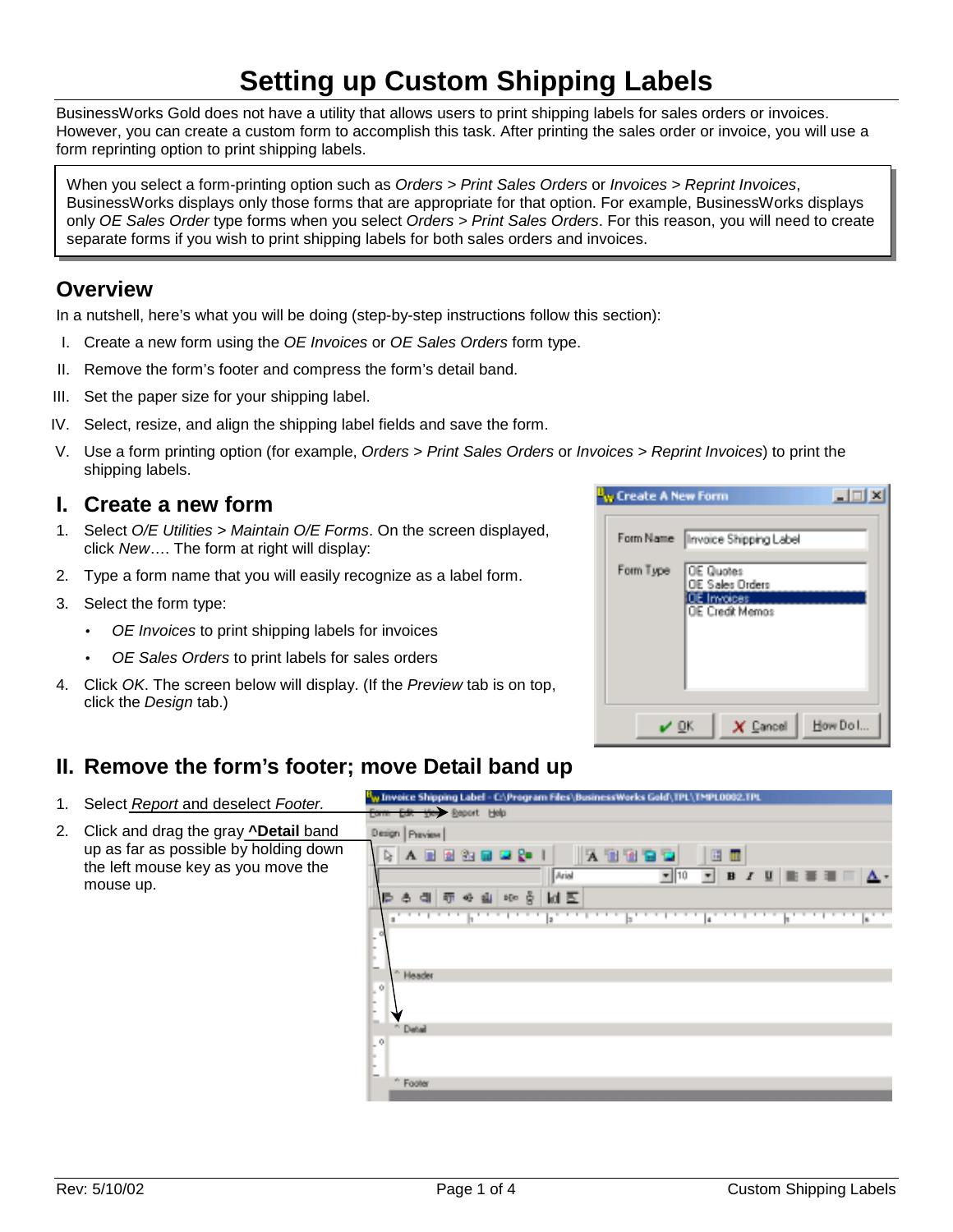# Setting up Custom Shipping Labels

BusinessWorks Gold does not have a utility that allows users to print shipping labels for sales orders or invoices. However, you can create a custom form to accomplish this task. After printing the sales order or invoice, you will use a form reprinting option to print shipping labels.

> When you select a form-printing option such as *Orders > Print Sales Orders* or *Invoices > Reprint Invoices*, BusinessWorks displays only those forms that are appropriate for that option. For example, BusinessWorks displays only *OE Sales Order* type forms when you select *Orders > Print Sales Orders*. For this reason, you will need to create separate forms if you wish to print shipping labels for both sales orders and invoices.

## Overview

In a nutshell, here's what you will be doing (step-by-step instructions follow this section):

I. Create a new form using the *OE Invoices* or *OE Sales Orders* form type.

II. Remove the form's footer and compress the form's detail band.

III. Set the paper size for your shipping label.

IV. Select, resize, and align the shipping label fields and save the form.

V. Use a form printing option (for example, *Orders > Print Sales Orders* or *Invoices > Reprint Invoices*) to print the shipping labels.

## I. Create a new form

1. Select *O/E Utilities > Maintain O/E Forms*. On the screen displayed, click *New*…. The form at right will display:
2. Type a form name that you will easily recognize as a label form.
3. Select the form type:
   - *OE Invoices* to print shipping labels for invoices
   - *OE Sales Orders* to print labels for sales orders
4. Click *OK*. The screen below will display. (If the *Preview* tab is on top, click the *Design* tab.)

## II. Remove the form's footer; move Detail band up

1. Select Report and deselect *Footer.*
2. Click and drag the gray **^Detail** band up as far as possible by holding down the left mouse key as you move the mouse up.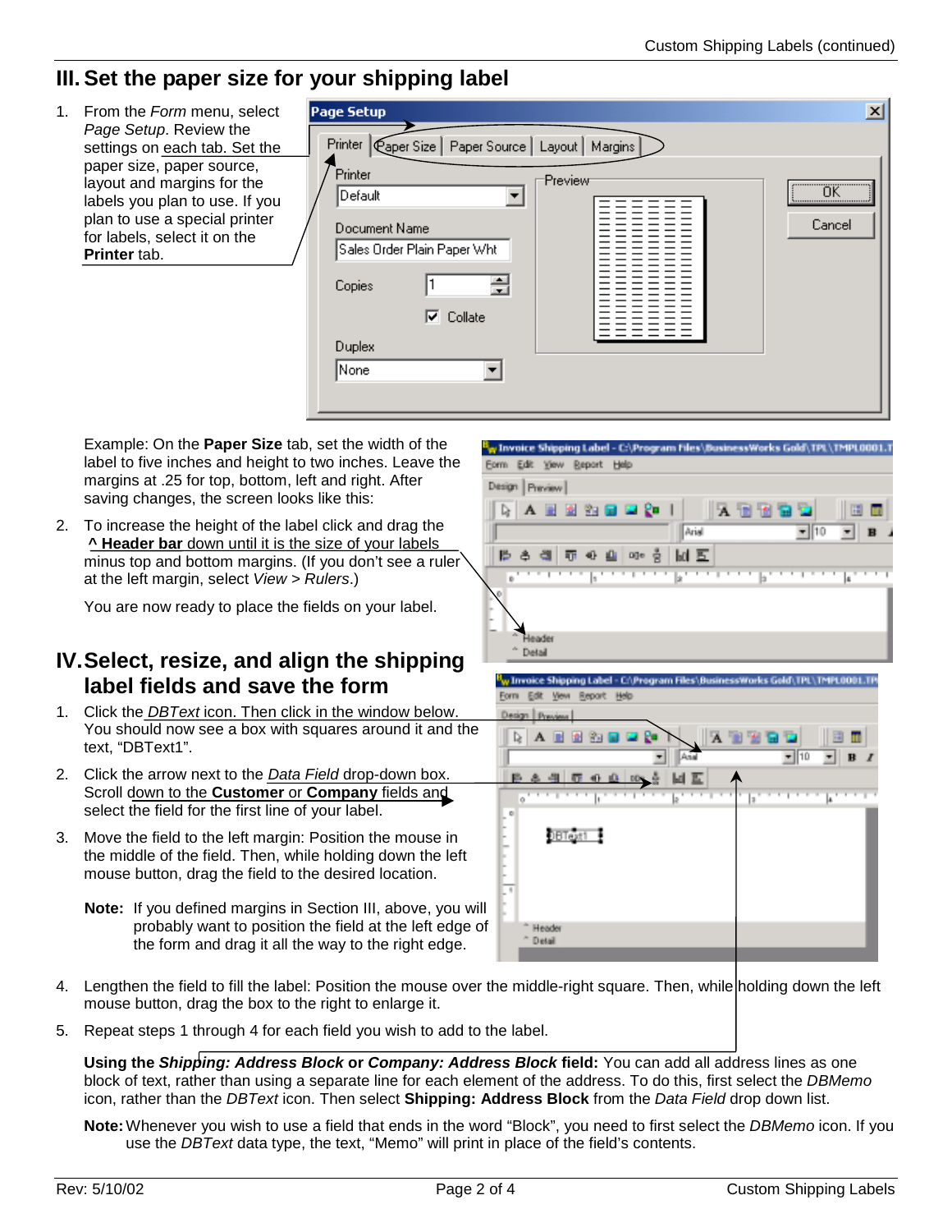## III. Set the paper size for your shipping label

1. From the *Form* menu, select *Page Setup*. Review the settings on each tab. Set the paper size, paper source, layout and margins for the labels you plan to use. If you plan to use a special printer for labels, select it on the **Printer** tab.

   Example: On the **Paper Size** tab, set the width of the label to five inches and height to two inches. Leave the margins at .25 for top, bottom, left and right. After saving changes, the screen looks like this:

2. To increase the height of the label click and drag the **^ Header bar** down until it is the size of your labels minus top and bottom margins. (If you don't see a ruler at the left margin, select *View* > *Rulers*.)

   You are now ready to place the fields on your label.

## IV. Select, resize, and align the shipping label fields and save the form

1. Click the *DBText* icon. Then click in the window below. You should now see a box with squares around it and the text, "DBText1".
2. Click the arrow next to the *Data Field* drop-down box. Scroll down to the **Customer** or **Company** fields and select the field for the first line of your label.
3. Move the field to the left margin: Position the mouse in the middle of the field. Then, while holding down the left mouse button, drag the field to the desired location.

   **Note:** If you defined margins in Section III, above, you will probably want to position the field at the left edge of the form and drag it all the way to the right edge.

4. Lengthen the field to fill the label: Position the mouse over the middle-right square. Then, while holding down the left mouse button, drag the box to the right to enlarge it.
5. Repeat steps 1 through 4 for each field you wish to add to the label.

   **Using the *Shipping: Address Block* or *Company: Address Block* field:** You can add all address lines as one block of text, rather than using a separate line for each element of the address. To do this, first select the *DBMemo* icon, rather than the *DBText* icon. Then select **Shipping: Address Block** from the *Data Field* drop down list.

   **Note:** Whenever you wish to use a field that ends in the word "Block", you need to first select the *DBMemo* icon. If you use the *DBText* data type, the text, "Memo" will print in place of the field's contents.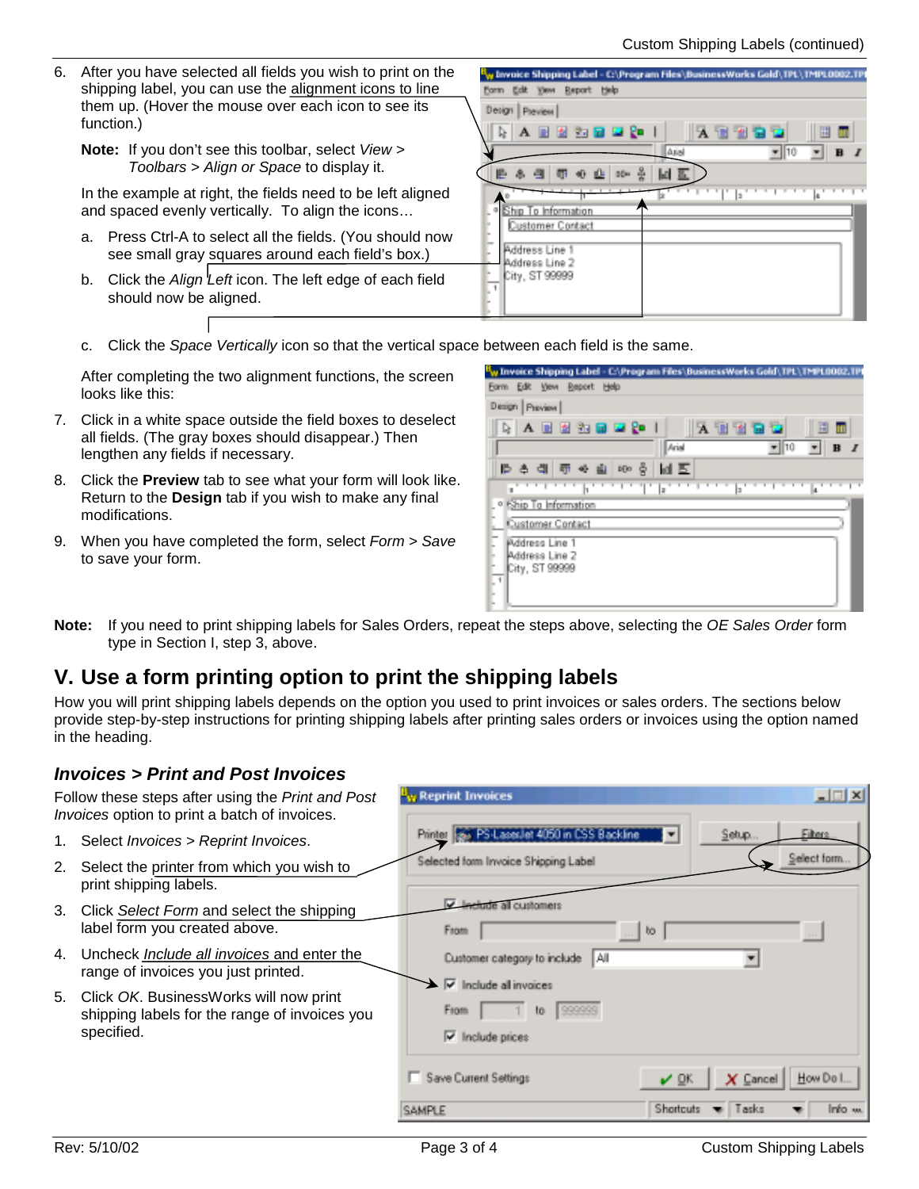6. After you have selected all fields you wish to print on the shipping label, you can use the alignment icons to line them up. (Hover the mouse over each icon to see its function.)

   **Note:** If you don't see this toolbar, select *View > Toolbars > Align or Space* to display it.

   In the example at right, the fields need to be left aligned and spaced evenly vertically. To align the icons…

   a. Press Ctrl-A to select all the fields. (You should now see small gray squares around each field's box.)

   b. Click the *Align Left* icon. The left edge of each field should now be aligned.

   c. Click the *Space Vertically* icon so that the vertical space between each field is the same.

   After completing the two alignment functions, the screen looks like this:

7. Click in a white space outside the field boxes to deselect all fields. (The gray boxes should disappear.) Then lengthen any fields if necessary.

8. Click the **Preview** tab to see what your form will look like. Return to the **Design** tab if you wish to make any final modifications.

9. When you have completed the form, select *Form > Save* to save your form.

**Note:** If you need to print shipping labels for Sales Orders, repeat the steps above, selecting the *OE Sales Order* form type in Section I, step 3, above.

## V. Use a form printing option to print the shipping labels

How you will print shipping labels depends on the option you used to print invoices or sales orders. The sections below provide step-by-step instructions for printing shipping labels after printing sales orders or invoices using the option named in the heading.

### *Invoices > Print and Post Invoices*

Follow these steps after using the *Print and Post Invoices* option to print a batch of invoices.

1. Select *Invoices > Reprint Invoices*.
2. Select the printer from which you wish to print shipping labels.
3. Click *Select Form* and select the shipping label form you created above.
4. Uncheck *Include all invoices* and enter the range of invoices you just printed.
5. Click *OK*. BusinessWorks will now print shipping labels for the range of invoices you specified.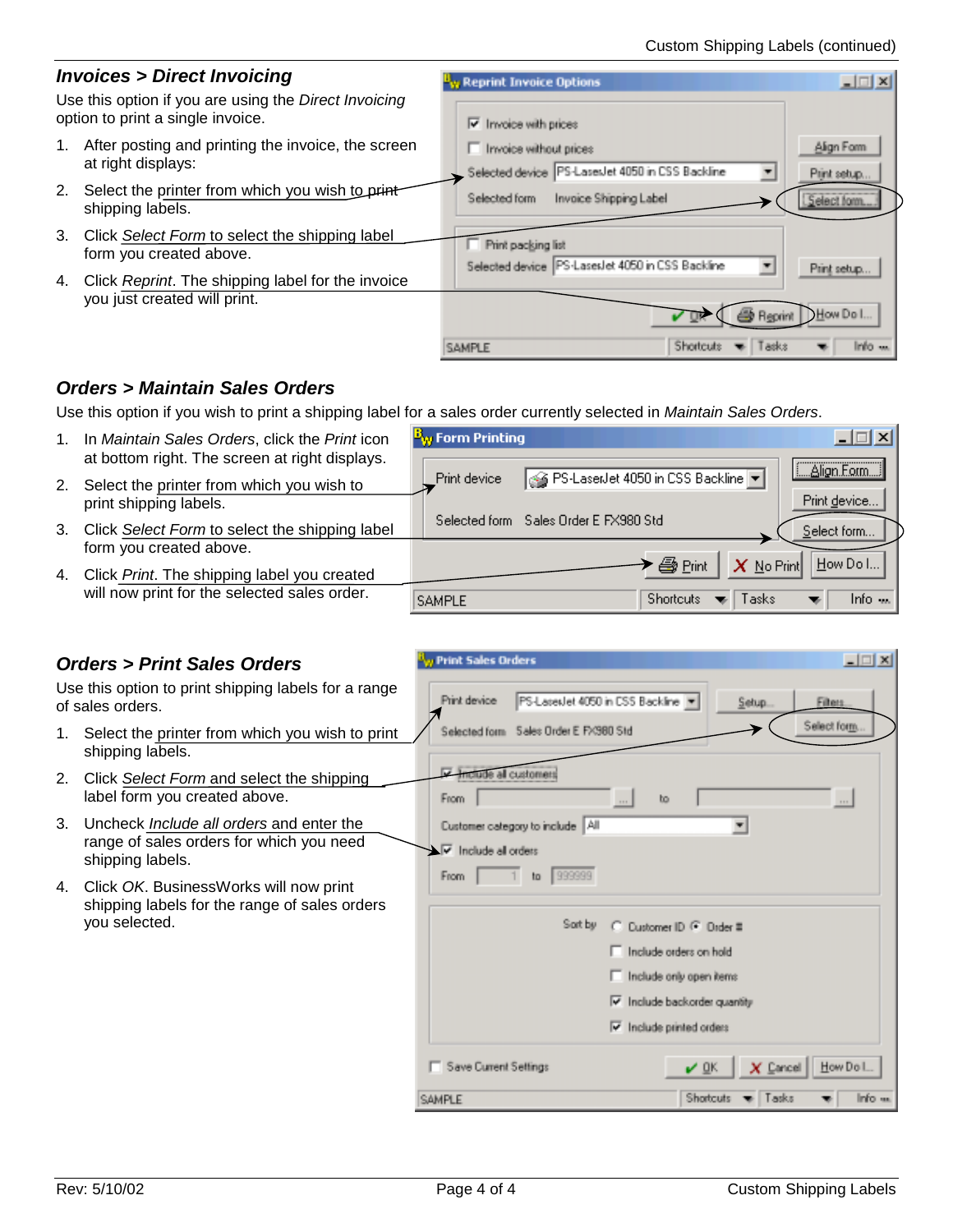## *Invoices > Direct Invoicing*

Use this option if you are using the *Direct Invoicing* option to print a single invoice.

1. After posting and printing the invoice, the screen at right displays:
2. Select the printer from which you wish to print shipping labels.
3. Click *Select Form* to select the shipping label form you created above.
4. Click *Reprint*. The shipping label for the invoice you just created will print.

## *Orders > Maintain Sales Orders*

Use this option if you wish to print a shipping label for a sales order currently selected in *Maintain Sales Orders*.

1. In *Maintain Sales Orders*, click the *Print* icon at bottom right. The screen at right displays.
2. Select the printer from which you wish to print shipping labels.
3. Click *Select Form* to select the shipping label form you created above.
4. Click *Print*. The shipping label you created will now print for the selected sales order.

## *Orders > Print Sales Orders*

Use this option to print shipping labels for a range of sales orders.

1. Select the printer from which you wish to print shipping labels.
2. Click *Select Form* and select the shipping label form you created above.
3. Uncheck *Include all orders* and enter the range of sales orders for which you need shipping labels.
4. Click *OK*. BusinessWorks will now print shipping labels for the range of sales orders you selected.